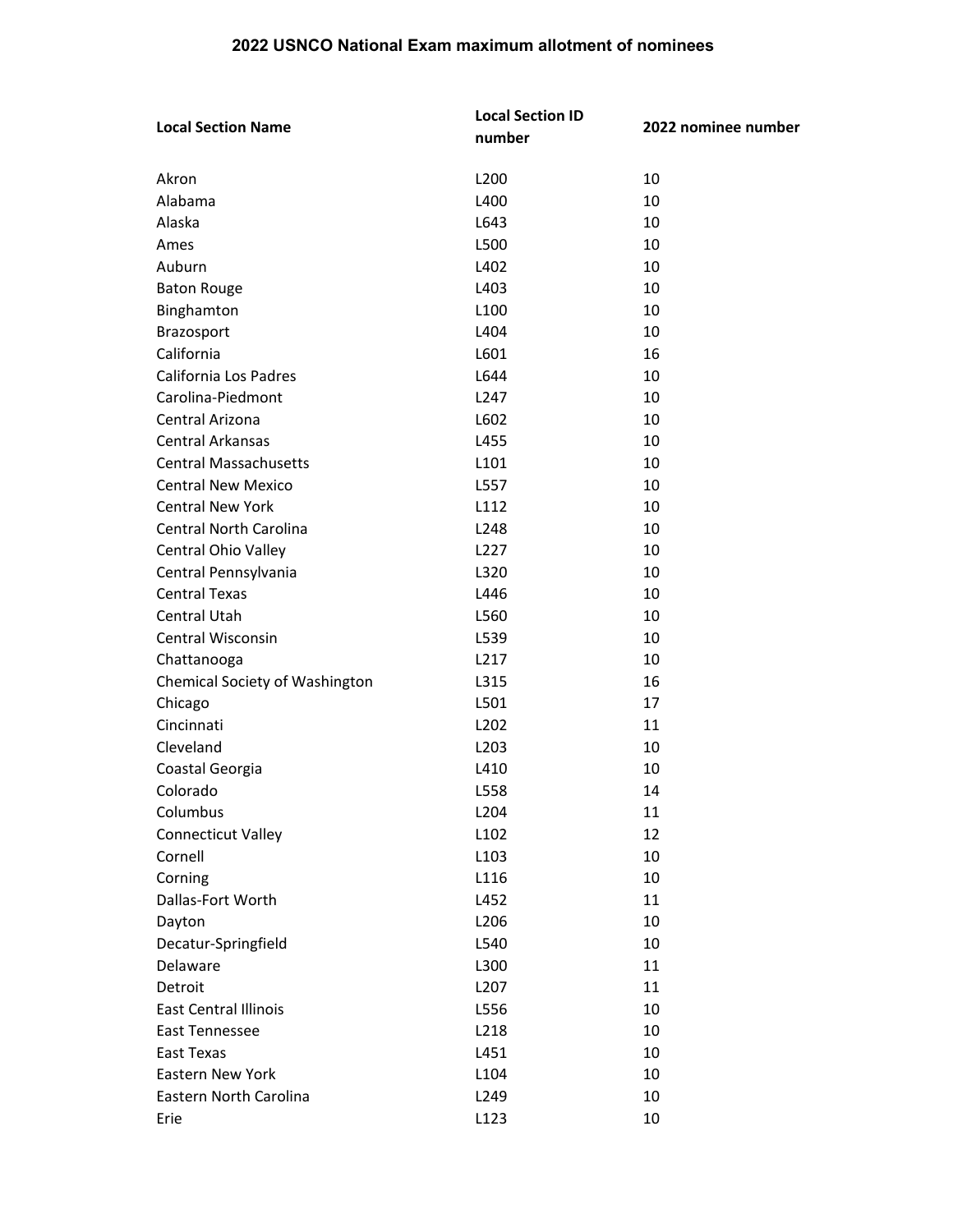# 2022 USNCO National Exam maximum allotment of nominees

| Local Section Name | Local Section ID number | 2022 nominee number |
|---|---|---|
| Akron | L200 | 10 |
| Alabama | L400 | 10 |
| Alaska | L643 | 10 |
| Ames | L500 | 10 |
| Auburn | L402 | 10 |
| Baton Rouge | L403 | 10 |
| Binghamton | L100 | 10 |
| Brazosport | L404 | 10 |
| California | L601 | 16 |
| California Los Padres | L644 | 10 |
| Carolina-Piedmont | L247 | 10 |
| Central Arizona | L602 | 10 |
| Central Arkansas | L455 | 10 |
| Central Massachusetts | L101 | 10 |
| Central New Mexico | L557 | 10 |
| Central New York | L112 | 10 |
| Central North Carolina | L248 | 10 |
| Central Ohio Valley | L227 | 10 |
| Central Pennsylvania | L320 | 10 |
| Central Texas | L446 | 10 |
| Central Utah | L560 | 10 |
| Central Wisconsin | L539 | 10 |
| Chattanooga | L217 | 10 |
| Chemical Society of Washington | L315 | 16 |
| Chicago | L501 | 17 |
| Cincinnati | L202 | 11 |
| Cleveland | L203 | 10 |
| Coastal Georgia | L410 | 10 |
| Colorado | L558 | 14 |
| Columbus | L204 | 11 |
| Connecticut Valley | L102 | 12 |
| Cornell | L103 | 10 |
| Corning | L116 | 10 |
| Dallas-Fort Worth | L452 | 11 |
| Dayton | L206 | 10 |
| Decatur-Springfield | L540 | 10 |
| Delaware | L300 | 11 |
| Detroit | L207 | 11 |
| East Central Illinois | L556 | 10 |
| East Tennessee | L218 | 10 |
| East Texas | L451 | 10 |
| Eastern New York | L104 | 10 |
| Eastern North Carolina | L249 | 10 |
| Erie | L123 | 10 |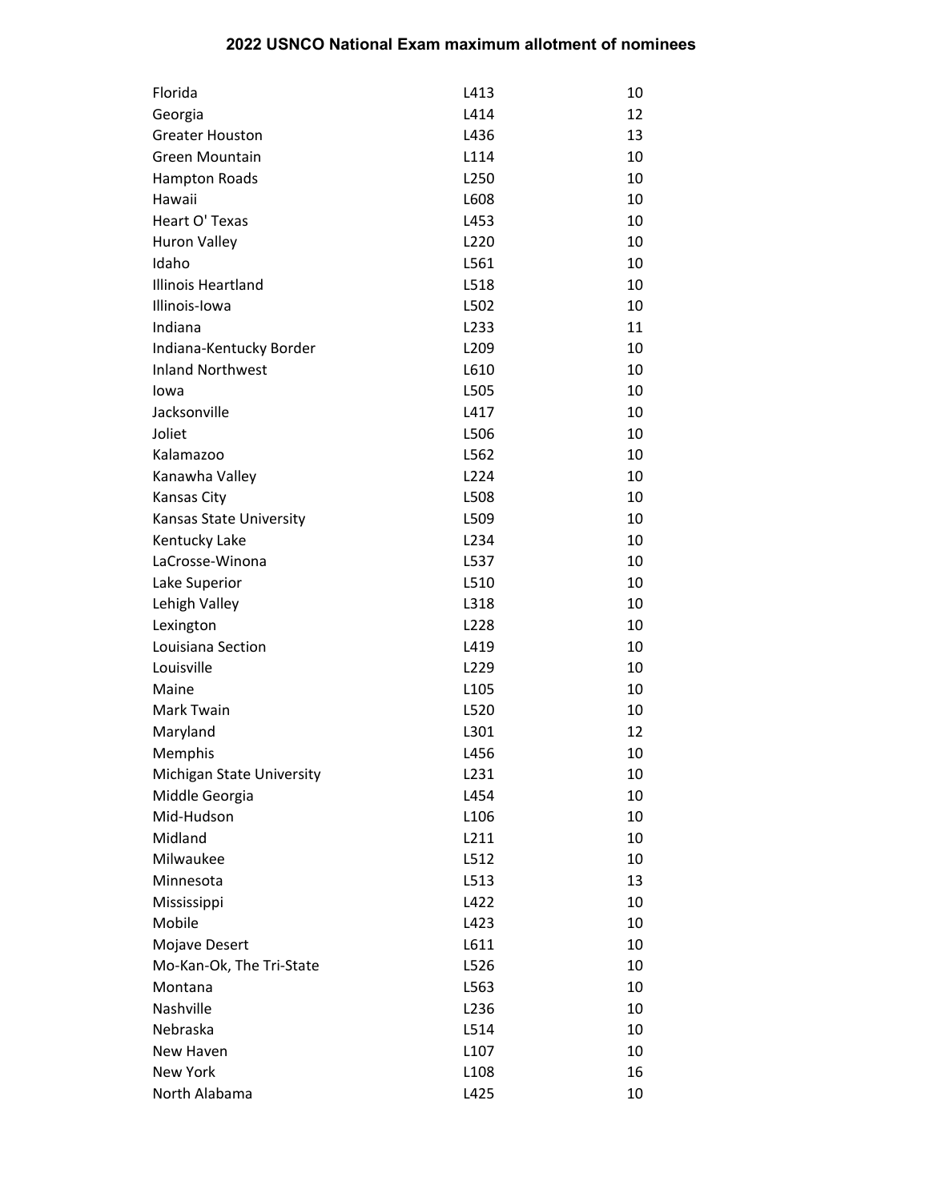# 2022 USNCO National Exam maximum allotment of nominees

| | | |
|---|---|---|
| Florida | L413 | 10 |
| Georgia | L414 | 12 |
| Greater Houston | L436 | 13 |
| Green Mountain | L114 | 10 |
| Hampton Roads | L250 | 10 |
| Hawaii | L608 | 10 |
| Heart O' Texas | L453 | 10 |
| Huron Valley | L220 | 10 |
| Idaho | L561 | 10 |
| Illinois Heartland | L518 | 10 |
| Illinois-Iowa | L502 | 10 |
| Indiana | L233 | 11 |
| Indiana-Kentucky Border | L209 | 10 |
| Inland Northwest | L610 | 10 |
| Iowa | L505 | 10 |
| Jacksonville | L417 | 10 |
| Joliet | L506 | 10 |
| Kalamazoo | L562 | 10 |
| Kanawha Valley | L224 | 10 |
| Kansas City | L508 | 10 |
| Kansas State University | L509 | 10 |
| Kentucky Lake | L234 | 10 |
| LaCrosse-Winona | L537 | 10 |
| Lake Superior | L510 | 10 |
| Lehigh Valley | L318 | 10 |
| Lexington | L228 | 10 |
| Louisiana Section | L419 | 10 |
| Louisville | L229 | 10 |
| Maine | L105 | 10 |
| Mark Twain | L520 | 10 |
| Maryland | L301 | 12 |
| Memphis | L456 | 10 |
| Michigan State University | L231 | 10 |
| Middle Georgia | L454 | 10 |
| Mid-Hudson | L106 | 10 |
| Midland | L211 | 10 |
| Milwaukee | L512 | 10 |
| Minnesota | L513 | 13 |
| Mississippi | L422 | 10 |
| Mobile | L423 | 10 |
| Mojave Desert | L611 | 10 |
| Mo-Kan-Ok, The Tri-State | L526 | 10 |
| Montana | L563 | 10 |
| Nashville | L236 | 10 |
| Nebraska | L514 | 10 |
| New Haven | L107 | 10 |
| New York | L108 | 16 |
| North Alabama | L425 | 10 |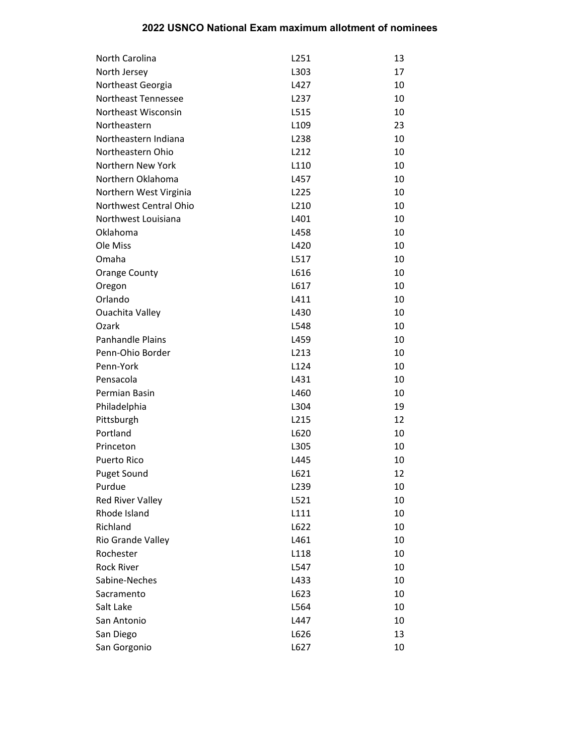| | | |
|---|---|---|
| North Carolina | L251 | 13 |
| North Jersey | L303 | 17 |
| Northeast Georgia | L427 | 10 |
| Northeast Tennessee | L237 | 10 |
| Northeast Wisconsin | L515 | 10 |
| Northeastern | L109 | 23 |
| Northeastern Indiana | L238 | 10 |
| Northeastern Ohio | L212 | 10 |
| Northern New York | L110 | 10 |
| Northern Oklahoma | L457 | 10 |
| Northern West Virginia | L225 | 10 |
| Northwest Central Ohio | L210 | 10 |
| Northwest Louisiana | L401 | 10 |
| Oklahoma | L458 | 10 |
| Ole Miss | L420 | 10 |
| Omaha | L517 | 10 |
| Orange County | L616 | 10 |
| Oregon | L617 | 10 |
| Orlando | L411 | 10 |
| Ouachita Valley | L430 | 10 |
| Ozark | L548 | 10 |
| Panhandle Plains | L459 | 10 |
| Penn-Ohio Border | L213 | 10 |
| Penn-York | L124 | 10 |
| Pensacola | L431 | 10 |
| Permian Basin | L460 | 10 |
| Philadelphia | L304 | 19 |
| Pittsburgh | L215 | 12 |
| Portland | L620 | 10 |
| Princeton | L305 | 10 |
| Puerto Rico | L445 | 10 |
| Puget Sound | L621 | 12 |
| Purdue | L239 | 10 |
| Red River Valley | L521 | 10 |
| Rhode Island | L111 | 10 |
| Richland | L622 | 10 |
| Rio Grande Valley | L461 | 10 |
| Rochester | L118 | 10 |
| Rock River | L547 | 10 |
| Sabine-Neches | L433 | 10 |
| Sacramento | L623 | 10 |
| Salt Lake | L564 | 10 |
| San Antonio | L447 | 10 |
| San Diego | L626 | 13 |
| San Gorgonio | L627 | 10 |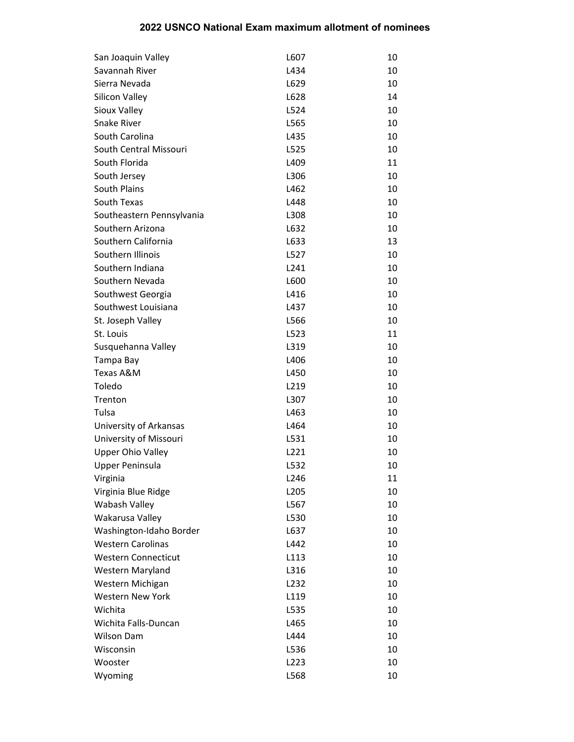# 2022 USNCO National Exam maximum allotment of nominees

| | | |
|---|---|---|
| San Joaquin Valley | L607 | 10 |
| Savannah River | L434 | 10 |
| Sierra Nevada | L629 | 10 |
| Silicon Valley | L628 | 14 |
| Sioux Valley | L524 | 10 |
| Snake River | L565 | 10 |
| South Carolina | L435 | 10 |
| South Central Missouri | L525 | 10 |
| South Florida | L409 | 11 |
| South Jersey | L306 | 10 |
| South Plains | L462 | 10 |
| South Texas | L448 | 10 |
| Southeastern Pennsylvania | L308 | 10 |
| Southern Arizona | L632 | 10 |
| Southern California | L633 | 13 |
| Southern Illinois | L527 | 10 |
| Southern Indiana | L241 | 10 |
| Southern Nevada | L600 | 10 |
| Southwest Georgia | L416 | 10 |
| Southwest Louisiana | L437 | 10 |
| St. Joseph Valley | L566 | 10 |
| St. Louis | L523 | 11 |
| Susquehanna Valley | L319 | 10 |
| Tampa Bay | L406 | 10 |
| Texas A&M | L450 | 10 |
| Toledo | L219 | 10 |
| Trenton | L307 | 10 |
| Tulsa | L463 | 10 |
| University of Arkansas | L464 | 10 |
| University of Missouri | L531 | 10 |
| Upper Ohio Valley | L221 | 10 |
| Upper Peninsula | L532 | 10 |
| Virginia | L246 | 11 |
| Virginia Blue Ridge | L205 | 10 |
| Wabash Valley | L567 | 10 |
| Wakarusa Valley | L530 | 10 |
| Washington-Idaho Border | L637 | 10 |
| Western Carolinas | L442 | 10 |
| Western Connecticut | L113 | 10 |
| Western Maryland | L316 | 10 |
| Western Michigan | L232 | 10 |
| Western New York | L119 | 10 |
| Wichita | L535 | 10 |
| Wichita Falls-Duncan | L465 | 10 |
| Wilson Dam | L444 | 10 |
| Wisconsin | L536 | 10 |
| Wooster | L223 | 10 |
| Wyoming | L568 | 10 |